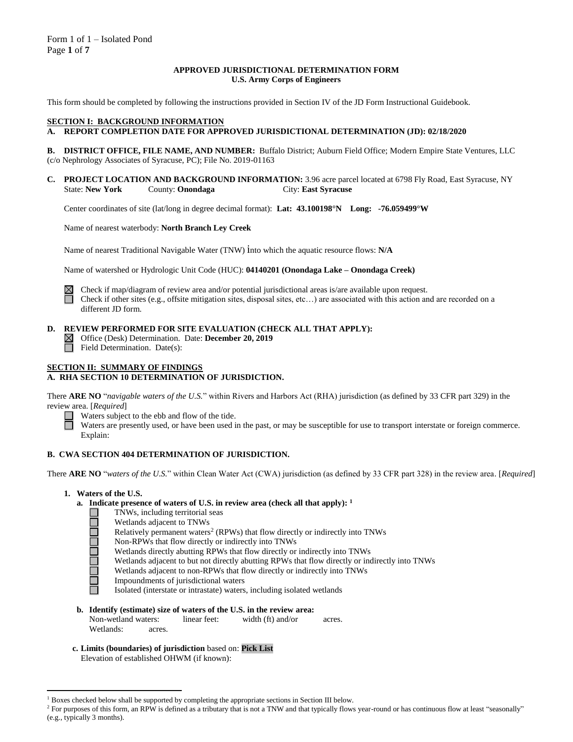**APPROVED JURISDICTIONAL DETERMINATION FORM**
**U.S. Army Corps of Engineers**

This form should be completed by following the instructions provided in Section IV of the JD Form Instructional Guidebook.

## SECTION I: BACKGROUND INFORMATION

**A. REPORT COMPLETION DATE FOR APPROVED JURISDICTIONAL DETERMINATION (JD): 02/18/2020**

**B. DISTRICT OFFICE, FILE NAME, AND NUMBER:** Buffalo District; Auburn Field Office; Modern Empire State Ventures, LLC (c/o Nephrology Associates of Syracuse, PC); File No. 2019-01163

**C. PROJECT LOCATION AND BACKGROUND INFORMATION:** 3.96 acre parcel located at 6798 Fly Road, East Syracuse, NY
State: **New York** County: **Onondaga** City: **East Syracuse**

Center coordinates of site (lat/long in degree decimal format): **Lat: 43.100198°N Long: -76.059499°W**

Name of nearest waterbody: **North Branch Ley Creek**

Name of nearest Traditional Navigable Water (TNW) into which the aquatic resource flows: **N/A**

Name of watershed or Hydrologic Unit Code (HUC): **04140201 (Onondaga Lake – Onondaga Creek)**

- [x] Check if map/diagram of review area and/or potential jurisdictional areas is/are available upon request.
- [ ] Check if other sites (e.g., offsite mitigation sites, disposal sites, etc…) are associated with this action and are recorded on a different JD form.

**D. REVIEW PERFORMED FOR SITE EVALUATION (CHECK ALL THAT APPLY):**

- [x] Office (Desk) Determination. Date: **December 20, 2019**
- [ ] Field Determination. Date(s):

## SECTION II: SUMMARY OF FINDINGS

**A. RHA SECTION 10 DETERMINATION OF JURISDICTION.**

There **ARE NO** "*navigable waters of the U.S.*" within Rivers and Harbors Act (RHA) jurisdiction (as defined by 33 CFR part 329) in the review area. [*Required*]

- [ ] Waters subject to the ebb and flow of the tide.
- [ ] Waters are presently used, or have been used in the past, or may be susceptible for use to transport interstate or foreign commerce. Explain:

**B. CWA SECTION 404 DETERMINATION OF JURISDICTION.**

There **ARE NO** "*waters of the U.S.*" within Clean Water Act (CWA) jurisdiction (as defined by 33 CFR part 328) in the review area. [*Required*]

**1. Waters of the U.S.**

**a. Indicate presence of waters of U.S. in review area (check all that apply):** [1]

- [ ] TNWs, including territorial seas
- [ ] Wetlands adjacent to TNWs
- [ ] Relatively permanent waters[2] (RPWs) that flow directly or indirectly into TNWs
- [ ] Non-RPWs that flow directly or indirectly into TNWs
- [ ] Wetlands directly abutting RPWs that flow directly or indirectly into TNWs
- [ ] Wetlands adjacent to but not directly abutting RPWs that flow directly or indirectly into TNWs
- [ ] Wetlands adjacent to non-RPWs that flow directly or indirectly into TNWs
- [ ] Impoundments of jurisdictional waters
- [ ] Isolated (interstate or intrastate) waters, including isolated wetlands

**b. Identify (estimate) size of waters of the U.S. in the review area:**
Non-wetland waters: linear feet: width (ft) and/or acres.
Wetlands: acres.

**c. Limits (boundaries) of jurisdiction** based on: **Pick List**
Elevation of established OHWM (if known):

---

[1] Boxes checked below shall be supported by completing the appropriate sections in Section III below.

[2] For purposes of this form, an RPW is defined as a tributary that is not a TNW and that typically flows year-round or has continuous flow at least "seasonally" (e.g., typically 3 months).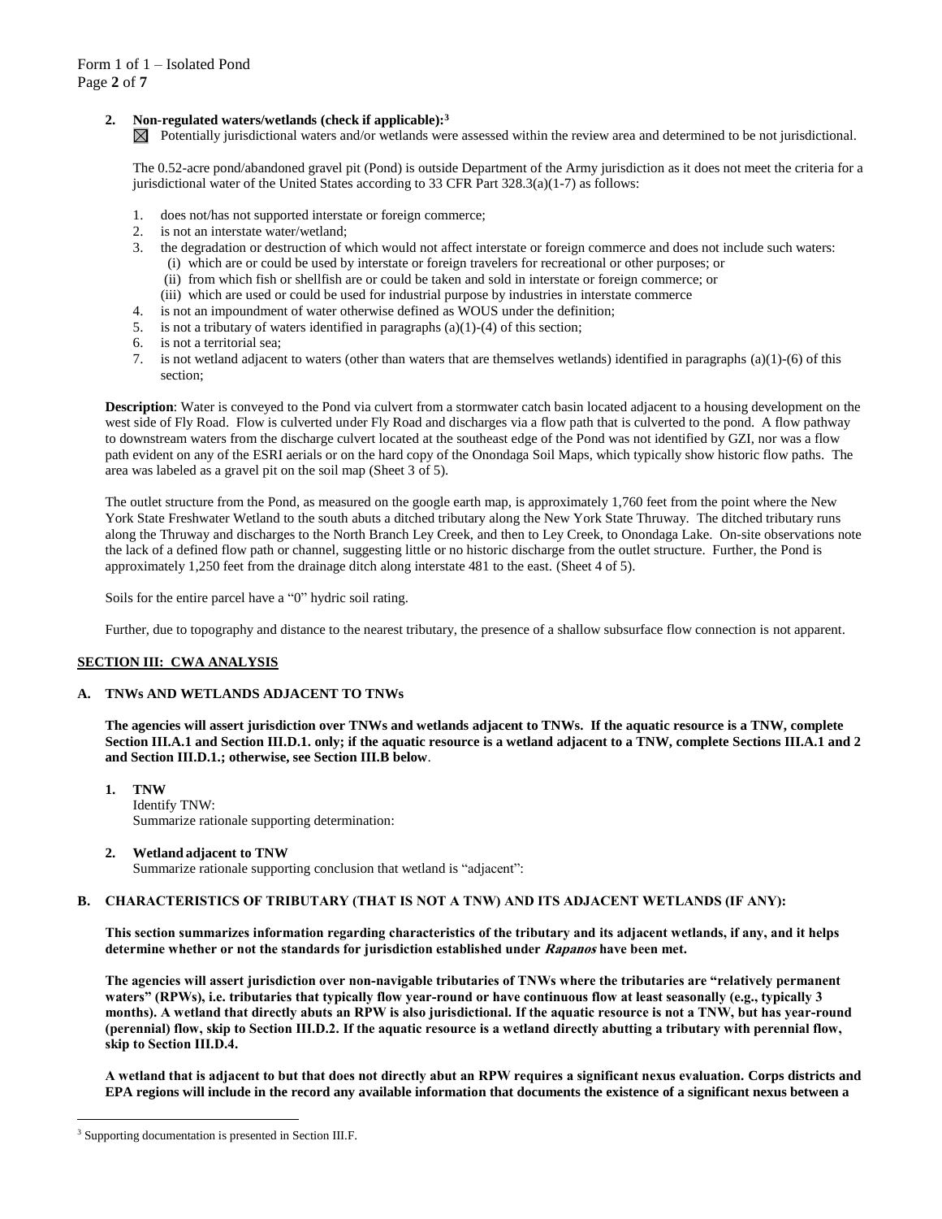2. **Non-regulated waters/wetlands (check if applicable):**[3]

☒ Potentially jurisdictional waters and/or wetlands were assessed within the review area and determined to be not jurisdictional.

The 0.52-acre pond/abandoned gravel pit (Pond) is outside Department of the Army jurisdiction as it does not meet the criteria for a jurisdictional water of the United States according to 33 CFR Part 328.3(a)(1-7) as follows:

1. does not/has not supported interstate or foreign commerce;
2. is not an interstate water/wetland;
3. the degradation or destruction of which would not affect interstate or foreign commerce and does not include such waters:
   (i) which are or could be used by interstate or foreign travelers for recreational or other purposes; or
   (ii) from which fish or shellfish are or could be taken and sold in interstate or foreign commerce; or
   (iii) which are used or could be used for industrial purpose by industries in interstate commerce
4. is not an impoundment of water otherwise defined as WOUS under the definition;
5. is not a tributary of waters identified in paragraphs (a)(1)-(4) of this section;
6. is not a territorial sea;
7. is not wetland adjacent to waters (other than waters that are themselves wetlands) identified in paragraphs (a)(1)-(6) of this section;

**Description**: Water is conveyed to the Pond via culvert from a stormwater catch basin located adjacent to a housing development on the west side of Fly Road. Flow is culverted under Fly Road and discharges via a flow path that is culverted to the pond. A flow pathway to downstream waters from the discharge culvert located at the southeast edge of the Pond was not identified by GZI, nor was a flow path evident on any of the ESRI aerials or on the hard copy of the Onondaga Soil Maps, which typically show historic flow paths. The area was labeled as a gravel pit on the soil map (Sheet 3 of 5).

The outlet structure from the Pond, as measured on the google earth map, is approximately 1,760 feet from the point where the New York State Freshwater Wetland to the south abuts a ditched tributary along the New York State Thruway. The ditched tributary runs along the Thruway and discharges to the North Branch Ley Creek, and then to Ley Creek, to Onondaga Lake. On-site observations note the lack of a defined flow path or channel, suggesting little or no historic discharge from the outlet structure. Further, the Pond is approximately 1,250 feet from the drainage ditch along interstate 481 to the east. (Sheet 4 of 5).

Soils for the entire parcel have a "0" hydric soil rating.

Further, due to topography and distance to the nearest tributary, the presence of a shallow subsurface flow connection is not apparent.

## SECTION III: CWA ANALYSIS

### A. TNWs AND WETLANDS ADJACENT TO TNWs

**The agencies will assert jurisdiction over TNWs and wetlands adjacent to TNWs. If the aquatic resource is a TNW, complete Section III.A.1 and Section III.D.1. only; if the aquatic resource is a wetland adjacent to a TNW, complete Sections III.A.1 and 2 and Section III.D.1.; otherwise, see Section III.B below**.

1. **TNW**
   Identify TNW:
   Summarize rationale supporting determination:

2. **Wetland adjacent to TNW**
   Summarize rationale supporting conclusion that wetland is "adjacent":

### B. CHARACTERISTICS OF TRIBUTARY (THAT IS NOT A TNW) AND ITS ADJACENT WETLANDS (IF ANY):

**This section summarizes information regarding characteristics of the tributary and its adjacent wetlands, if any, and it helps determine whether or not the standards for jurisdiction established under *Rapanos* have been met.**

**The agencies will assert jurisdiction over non-navigable tributaries of TNWs where the tributaries are "relatively permanent waters" (RPWs), i.e. tributaries that typically flow year-round or have continuous flow at least seasonally (e.g., typically 3 months). A wetland that directly abuts an RPW is also jurisdictional. If the aquatic resource is not a TNW, but has year-round (perennial) flow, skip to Section III.D.2. If the aquatic resource is a wetland directly abutting a tributary with perennial flow, skip to Section III.D.4.**

**A wetland that is adjacent to but that does not directly abut an RPW requires a significant nexus evaluation. Corps districts and EPA regions will include in the record any available information that documents the existence of a significant nexus between a**

[3] Supporting documentation is presented in Section III.F.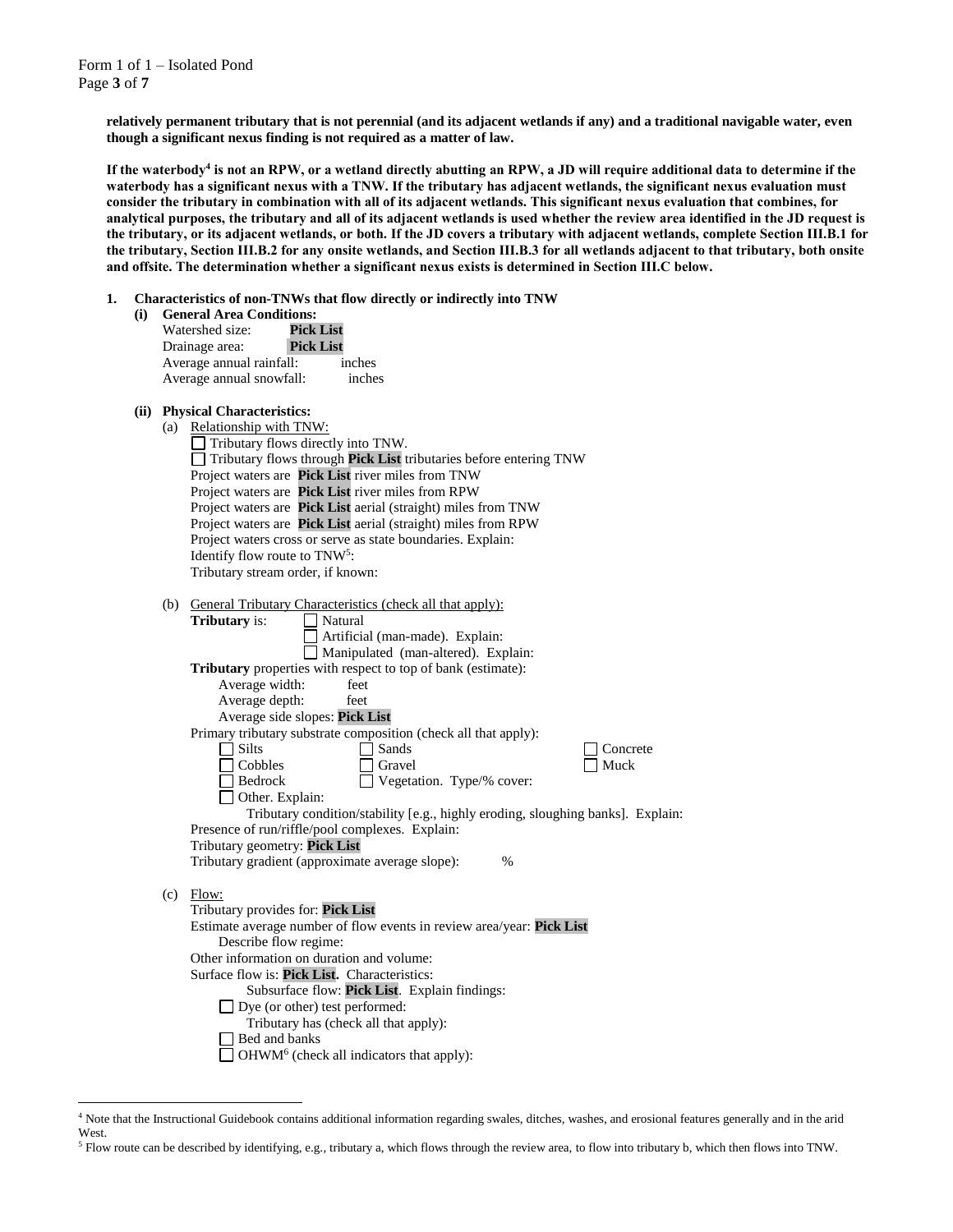**relatively permanent tributary that is not perennial (and its adjacent wetlands if any) and a traditional navigable water, even though a significant nexus finding is not required as a matter of law.**

**If the waterbody[4] is not an RPW, or a wetland directly abutting an RPW, a JD will require additional data to determine if the waterbody has a significant nexus with a TNW. If the tributary has adjacent wetlands, the significant nexus evaluation must consider the tributary in combination with all of its adjacent wetlands. This significant nexus evaluation that combines, for analytical purposes, the tributary and all of its adjacent wetlands is used whether the review area identified in the JD request is the tributary, or its adjacent wetlands, or both. If the JD covers a tributary with adjacent wetlands, complete Section III.B.1 for the tributary, Section III.B.2 for any onsite wetlands, and Section III.B.3 for all wetlands adjacent to that tributary, both onsite and offsite. The determination whether a significant nexus exists is determined in Section III.C below.**

**1. Characteristics of non-TNWs that flow directly or indirectly into TNW**

**(i) General Area Conditions:**

Watershed size: **Pick List**
Drainage area: **Pick List**
Average annual rainfall: inches
Average annual snowfall: inches

**(ii) Physical Characteristics:**

(a) Relationship with TNW:

☐ Tributary flows directly into TNW.
☐ Tributary flows through **Pick List** tributaries before entering TNW

Project waters are **Pick List** river miles from TNW
Project waters are **Pick List** river miles from RPW
Project waters are **Pick List** aerial (straight) miles from TNW
Project waters are **Pick List** aerial (straight) miles from RPW
Project waters cross or serve as state boundaries. Explain:
Identify flow route to TNW[5]:
Tributary stream order, if known:

(b) General Tributary Characteristics (check all that apply):

**Tributary** is: ☐ Natural
☐ Artificial (man-made). Explain:
☐ Manipulated (man-altered). Explain:

**Tributary** properties with respect to top of bank (estimate):
Average width: feet
Average depth: feet
Average side slopes: **Pick List**

Primary tributary substrate composition (check all that apply):

☐ Silts ☐ Sands ☐ Concrete
☐ Cobbles ☐ Gravel ☐ Muck
☐ Bedrock ☐ Vegetation. Type/% cover:
☐ Other. Explain:

Tributary condition/stability [e.g., highly eroding, sloughing banks]. Explain:
Presence of run/riffle/pool complexes. Explain:
Tributary geometry: **Pick List**
Tributary gradient (approximate average slope): %

(c) Flow:

Tributary provides for: **Pick List**
Estimate average number of flow events in review area/year: **Pick List**
Describe flow regime:
Other information on duration and volume:
Surface flow is: **Pick List.** Characteristics:
Subsurface flow: **Pick List**. Explain findings:
☐ Dye (or other) test performed:

Tributary has (check all that apply):
☐ Bed and banks
☐ OHWM[6] (check all indicators that apply):

---

[4] Note that the Instructional Guidebook contains additional information regarding swales, ditches, washes, and erosional features generally and in the arid West.

[5] Flow route can be described by identifying, e.g., tributary a, which flows through the review area, to flow into tributary b, which then flows into TNW.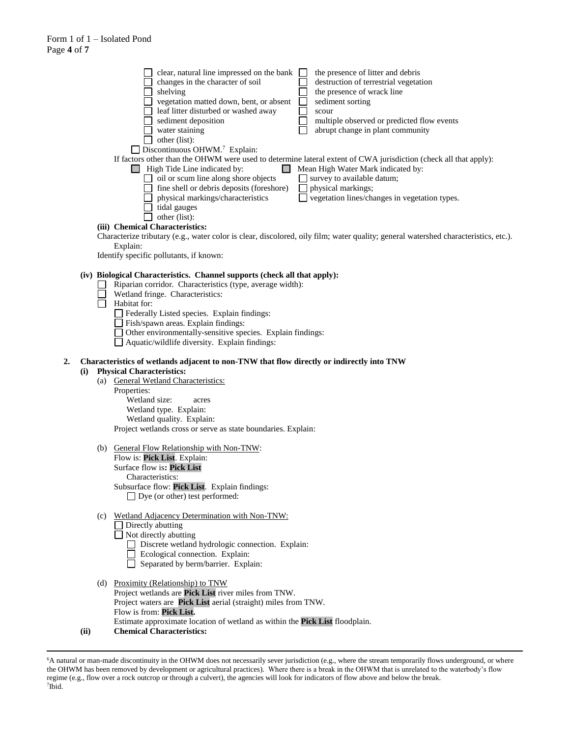- ☐ clear, natural line impressed on the bank
- ☐ changes in the character of soil
- ☐ shelving
- ☐ vegetation matted down, bent, or absent
- ☐ leaf litter disturbed or washed away
- ☐ sediment deposition
- ☐ water staining
- ☐ other (list):
- ☐ the presence of litter and debris
- ☐ destruction of terrestrial vegetation
- ☐ the presence of wrack line
- ☐ sediment sorting
- ☐ scour
- ☐ multiple observed or predicted flow events
- ☐ abrupt change in plant community

☐ Discontinuous OHWM.[7] Explain:

If factors other than the OHWM were used to determine lateral extent of CWA jurisdiction (check all that apply):

☐ High Tide Line indicated by:
- ☐ oil or scum line along shore objects
- ☐ fine shell or debris deposits (foreshore)
- ☐ physical markings/characteristics
- ☐ tidal gauges
- ☐ other (list):

☐ Mean High Water Mark indicated by:
- ☐ survey to available datum;
- ☐ physical markings;
- ☐ vegetation lines/changes in vegetation types.

**(iii) Chemical Characteristics:**

Characterize tributary (e.g., water color is clear, discolored, oily film; water quality; general watershed characteristics, etc.). Explain:

Identify specific pollutants, if known:

**(iv) Biological Characteristics. Channel supports (check all that apply):**

- ☐ Riparian corridor. Characteristics (type, average width):
- ☐ Wetland fringe. Characteristics:
- ☐ Habitat for:
  - ☐ Federally Listed species. Explain findings:
  - ☐ Fish/spawn areas. Explain findings:
  - ☐ Other environmentally-sensitive species. Explain findings:
  - ☐ Aquatic/wildlife diversity. Explain findings:

**2. Characteristics of wetlands adjacent to non-TNW that flow directly or indirectly into TNW**

**(i) Physical Characteristics:**

(a) General Wetland Characteristics:

Properties:

Wetland size: acres

Wetland type. Explain:

Wetland quality. Explain:

Project wetlands cross or serve as state boundaries. Explain:

(b) General Flow Relationship with Non-TNW:

Flow is: **Pick List**. Explain:

Surface flow is**: Pick List**

Characteristics:

Subsurface flow: **Pick List**. Explain findings:

☐ Dye (or other) test performed:

(c) Wetland Adjacency Determination with Non-TNW:

- ☐ Directly abutting
- ☐ Not directly abutting
  - ☐ Discrete wetland hydrologic connection. Explain:
  - ☐ Ecological connection. Explain:
  - ☐ Separated by berm/barrier. Explain:

(d) Proximity (Relationship) to TNW

Project wetlands are **Pick List** river miles from TNW.

Project waters are **Pick List** aerial (straight) miles from TNW.

Flow is from: **Pick List.**

Estimate approximate location of wetland as within the **Pick List** floodplain.

**(ii) Chemical Characteristics:**

---

[6]A natural or man-made discontinuity in the OHWM does not necessarily sever jurisdiction (e.g., where the stream temporarily flows underground, or where the OHWM has been removed by development or agricultural practices). Where there is a break in the OHWM that is unrelated to the waterbody's flow regime (e.g., flow over a rock outcrop or through a culvert), the agencies will look for indicators of flow above and below the break.

[7]Ibid.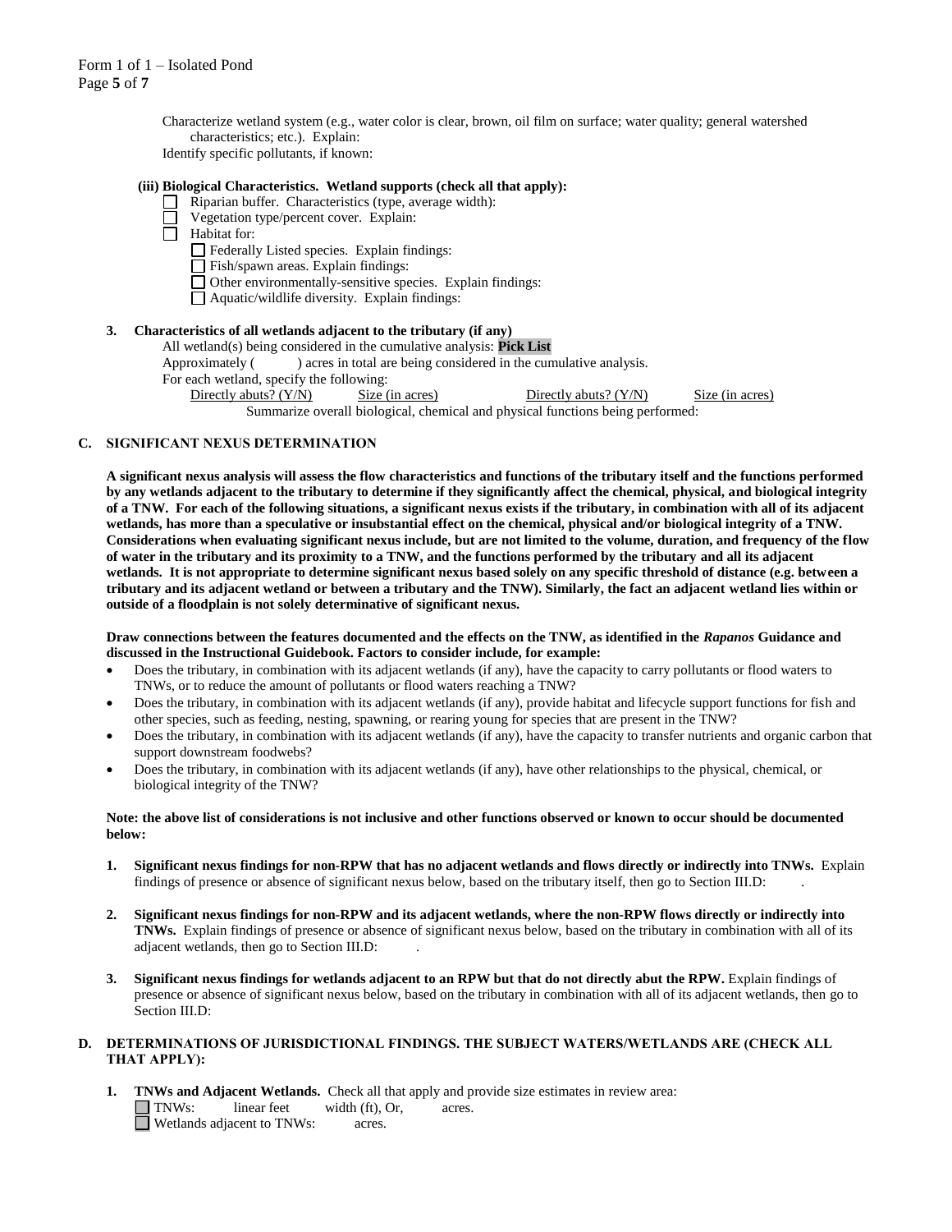Characterize wetland system (e.g., water color is clear, brown, oil film on surface; water quality; general watershed characteristics; etc.). Explain:

Identify specific pollutants, if known:

**(iii) Biological Characteristics. Wetland supports (check all that apply):**

- ☐ Riparian buffer. Characteristics (type, average width):
- ☐ Vegetation type/percent cover. Explain:
- ☐ Habitat for:
  - ☐ Federally Listed species. Explain findings:
  - ☐ Fish/spawn areas. Explain findings:
  - ☐ Other environmentally-sensitive species. Explain findings:
  - ☐ Aquatic/wildlife diversity. Explain findings:

**3. Characteristics of all wetlands adjacent to the tributary (if any)**

All wetland(s) being considered in the cumulative analysis: **Pick List**

Approximately (          ) acres in total are being considered in the cumulative analysis.

For each wetland, specify the following:

| Directly abuts? (Y/N) | Size (in acres) | Directly abuts? (Y/N) | Size (in acres) |
|---|---|---|---|

Summarize overall biological, chemical and physical functions being performed:

## C. SIGNIFICANT NEXUS DETERMINATION

**A significant nexus analysis will assess the flow characteristics and functions of the tributary itself and the functions performed by any wetlands adjacent to the tributary to determine if they significantly affect the chemical, physical, and biological integrity of a TNW. For each of the following situations, a significant nexus exists if the tributary, in combination with all of its adjacent wetlands, has more than a speculative or insubstantial effect on the chemical, physical and/or biological integrity of a TNW. Considerations when evaluating significant nexus include, but are not limited to the volume, duration, and frequency of the flow of water in the tributary and its proximity to a TNW, and the functions performed by the tributary and all its adjacent wetlands. It is not appropriate to determine significant nexus based solely on any specific threshold of distance (e.g. between a tributary and its adjacent wetland or between a tributary and the TNW). Similarly, the fact an adjacent wetland lies within or outside of a floodplain is not solely determinative of significant nexus.**

**Draw connections between the features documented and the effects on the TNW, as identified in the *Rapanos* Guidance and discussed in the Instructional Guidebook. Factors to consider include, for example:**

- Does the tributary, in combination with its adjacent wetlands (if any), have the capacity to carry pollutants or flood waters to TNWs, or to reduce the amount of pollutants or flood waters reaching a TNW?
- Does the tributary, in combination with its adjacent wetlands (if any), provide habitat and lifecycle support functions for fish and other species, such as feeding, nesting, spawning, or rearing young for species that are present in the TNW?
- Does the tributary, in combination with its adjacent wetlands (if any), have the capacity to transfer nutrients and organic carbon that support downstream foodwebs?
- Does the tributary, in combination with its adjacent wetlands (if any), have other relationships to the physical, chemical, or biological integrity of the TNW?

**Note: the above list of considerations is not inclusive and other functions observed or known to occur should be documented below:**

1. **Significant nexus findings for non-RPW that has no adjacent wetlands and flows directly or indirectly into TNWs.** Explain findings of presence or absence of significant nexus below, based on the tributary itself, then go to Section III.D: .

2. **Significant nexus findings for non-RPW and its adjacent wetlands, where the non-RPW flows directly or indirectly into TNWs.** Explain findings of presence or absence of significant nexus below, based on the tributary in combination with all of its adjacent wetlands, then go to Section III.D: .

3. **Significant nexus findings for wetlands adjacent to an RPW but that do not directly abut the RPW.** Explain findings of presence or absence of significant nexus below, based on the tributary in combination with all of its adjacent wetlands, then go to Section III.D:

## D. DETERMINATIONS OF JURISDICTIONAL FINDINGS. THE SUBJECT WATERS/WETLANDS ARE (CHECK ALL THAT APPLY):

1. **TNWs and Adjacent Wetlands.** Check all that apply and provide size estimates in review area:
   - ☐ TNWs:          linear feet          width (ft), Or,          acres.
   - ☐ Wetlands adjacent to TNWs:          acres.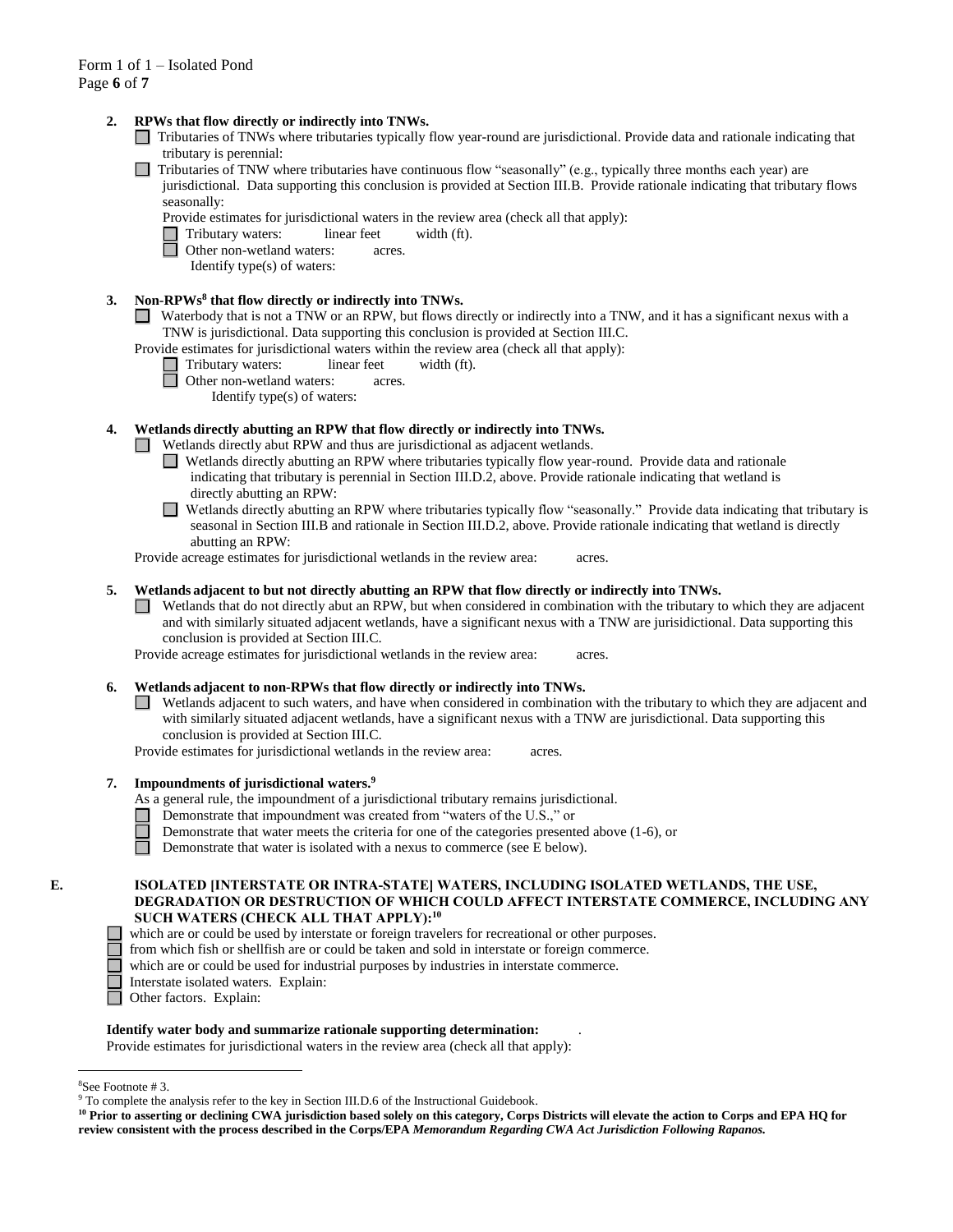**2. RPWs that flow directly or indirectly into TNWs.**

☐ Tributaries of TNWs where tributaries typically flow year-round are jurisdictional. Provide data and rationale indicating that tributary is perennial:

☐ Tributaries of TNW where tributaries have continuous flow "seasonally" (e.g., typically three months each year) are jurisdictional. Data supporting this conclusion is provided at Section III.B. Provide rationale indicating that tributary flows seasonally:

Provide estimates for jurisdictional waters in the review area (check all that apply):

☐ Tributary waters: linear feet width (ft).

☐ Other non-wetland waters: acres.

Identify type(s) of waters:

**3. Non-RPWs[8] that flow directly or indirectly into TNWs.**

☐ Waterbody that is not a TNW or an RPW, but flows directly or indirectly into a TNW, and it has a significant nexus with a TNW is jurisdictional. Data supporting this conclusion is provided at Section III.C.

Provide estimates for jurisdictional waters within the review area (check all that apply):

☐ Tributary waters: linear feet width (ft).

☐ Other non-wetland waters: acres.

Identify type(s) of waters:

**4. Wetlands directly abutting an RPW that flow directly or indirectly into TNWs.**

☐ Wetlands directly abut RPW and thus are jurisdictional as adjacent wetlands.

☐ Wetlands directly abutting an RPW where tributaries typically flow year-round. Provide data and rationale indicating that tributary is perennial in Section III.D.2, above. Provide rationale indicating that wetland is directly abutting an RPW:

☐ Wetlands directly abutting an RPW where tributaries typically flow "seasonally." Provide data indicating that tributary is seasonal in Section III.B and rationale in Section III.D.2, above. Provide rationale indicating that wetland is directly abutting an RPW:

Provide acreage estimates for jurisdictional wetlands in the review area: acres.

**5. Wetlands adjacent to but not directly abutting an RPW that flow directly or indirectly into TNWs.**

☐ Wetlands that do not directly abut an RPW, but when considered in combination with the tributary to which they are adjacent and with similarly situated adjacent wetlands, have a significant nexus with a TNW are jurisidictional. Data supporting this conclusion is provided at Section III.C.

Provide acreage estimates for jurisdictional wetlands in the review area: acres.

**6. Wetlands adjacent to non-RPWs that flow directly or indirectly into TNWs.**

☐ Wetlands adjacent to such waters, and have when considered in combination with the tributary to which they are adjacent and with similarly situated adjacent wetlands, have a significant nexus with a TNW are jurisdictional. Data supporting this conclusion is provided at Section III.C.

Provide estimates for jurisdictional wetlands in the review area: acres.

**7. Impoundments of jurisdictional waters.[9]**

As a general rule, the impoundment of a jurisdictional tributary remains jurisdictional.

☐ Demonstrate that impoundment was created from "waters of the U.S.," or

☐ Demonstrate that water meets the criteria for one of the categories presented above (1-6), or

☐ Demonstrate that water is isolated with a nexus to commerce (see E below).

**E. ISOLATED [INTERSTATE OR INTRA-STATE] WATERS, INCLUDING ISOLATED WETLANDS, THE USE, DEGRADATION OR DESTRUCTION OF WHICH COULD AFFECT INTERSTATE COMMERCE, INCLUDING ANY SUCH WATERS (CHECK ALL THAT APPLY):[10]**

☐ which are or could be used by interstate or foreign travelers for recreational or other purposes.

☐ from which fish or shellfish are or could be taken and sold in interstate or foreign commerce.

☐ which are or could be used for industrial purposes by industries in interstate commerce.

☐ Interstate isolated waters. Explain:

☐ Other factors. Explain:

**Identify water body and summarize rationale supporting determination:** .

Provide estimates for jurisdictional waters in the review area (check all that apply):

---

[8] See Footnote # 3.

[9] To complete the analysis refer to the key in Section III.D.6 of the Instructional Guidebook.

**[10] Prior to asserting or declining CWA jurisdiction based solely on this category, Corps Districts will elevate the action to Corps and EPA HQ for review consistent with the process described in the Corps/EPA *Memorandum Regarding CWA Act Jurisdiction Following Rapanos.***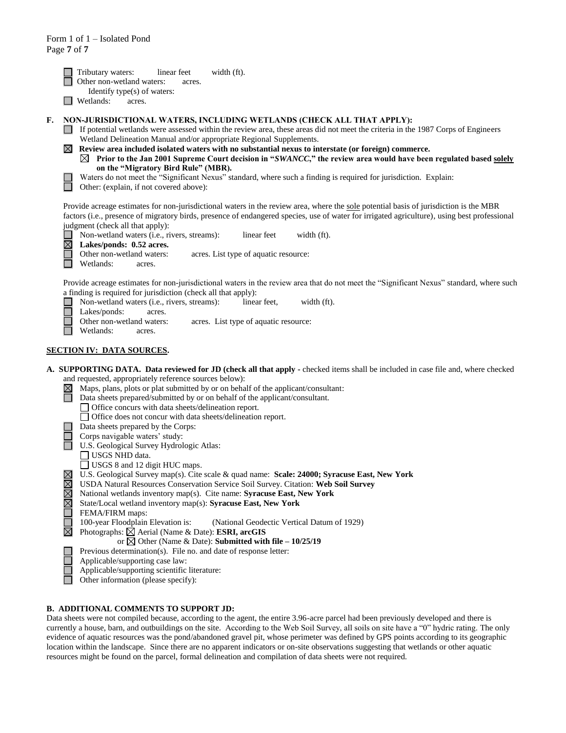☐ Tributary waters: linear feet width (ft).
☐ Other non-wetland waters: acres.
Identify type(s) of waters:
☐ Wetlands: acres.

**F. NON-JURISDICTIONAL WATERS, INCLUDING WETLANDS (CHECK ALL THAT APPLY):**

☐ If potential wetlands were assessed within the review area, these areas did not meet the criteria in the 1987 Corps of Engineers Wetland Delineation Manual and/or appropriate Regional Supplements.
☒ **Review area included isolated waters with no substantial nexus to interstate (or foreign) commerce.**
  ☒ **Prior to the Jan 2001 Supreme Court decision in "*SWANCC*," the review area would have been regulated based solely on the "Migratory Bird Rule" (MBR).**
☐ Waters do not meet the "Significant Nexus" standard, where such a finding is required for jurisdiction. Explain:
☐ Other: (explain, if not covered above):

Provide acreage estimates for non-jurisdictional waters in the review area, where the sole potential basis of jurisdiction is the MBR factors (i.e., presence of migratory birds, presence of endangered species, use of water for irrigated agriculture), using best professional judgment (check all that apply):
☐ Non-wetland waters (i.e., rivers, streams): linear feet width (ft).
☒ **Lakes/ponds: 0.52 acres.**
☐ Other non-wetland waters: acres. List type of aquatic resource:
☐ Wetlands: acres.

Provide acreage estimates for non-jurisdictional waters in the review area that do not meet the "Significant Nexus" standard, where such a finding is required for jurisdiction (check all that apply):
☐ Non-wetland waters (i.e., rivers, streams): linear feet, width (ft).
☐ Lakes/ponds: acres.
☐ Other non-wetland waters: acres. List type of aquatic resource:
☐ Wetlands: acres.

## SECTION IV: DATA SOURCES.

**A. SUPPORTING DATA. Data reviewed for JD (check all that apply** - checked items shall be included in case file and, where checked and requested, appropriately reference sources below):

☒ Maps, plans, plots or plat submitted by or on behalf of the applicant/consultant:
☐ Data sheets prepared/submitted by or on behalf of the applicant/consultant.
  ☐ Office concurs with data sheets/delineation report.
  ☐ Office does not concur with data sheets/delineation report.
☐ Data sheets prepared by the Corps:
☐ Corps navigable waters' study:
☐ U.S. Geological Survey Hydrologic Atlas:
  ☐ USGS NHD data.
  ☐ USGS 8 and 12 digit HUC maps.
☒ U.S. Geological Survey map(s). Cite scale & quad name: **Scale: 24000; Syracuse East, New York**
☒ USDA Natural Resources Conservation Service Soil Survey. Citation: **Web Soil Survey**
☒ National wetlands inventory map(s). Cite name: **Syracuse East, New York**
☒ State/Local wetland inventory map(s): **Syracuse East, New York**
☐ FEMA/FIRM maps:
☐ 100-year Floodplain Elevation is: (National Geodectic Vertical Datum of 1929)
☒ Photographs: ☒ Aerial (Name & Date): **ESRI, arcGIS**
  or ☒ Other (Name & Date): **Submitted with file – 10/25/19**
☐ Previous determination(s). File no. and date of response letter:
☐ Applicable/supporting case law:
☐ Applicable/supporting scientific literature:
☐ Other information (please specify):

**B. ADDITIONAL COMMENTS TO SUPPORT JD:**

Data sheets were not compiled because, according to the agent, the entire 3.96-acre parcel had been previously developed and there is currently a house, barn, and outbuildings on the site. According to the Web Soil Survey, all soils on site have a "0" hydric rating. The only evidence of aquatic resources was the pond/abandoned gravel pit, whose perimeter was defined by GPS points according to its geographic location within the landscape. Since there are no apparent indicators or on-site observations suggesting that wetlands or other aquatic resources might be found on the parcel, formal delineation and compilation of data sheets were not required.